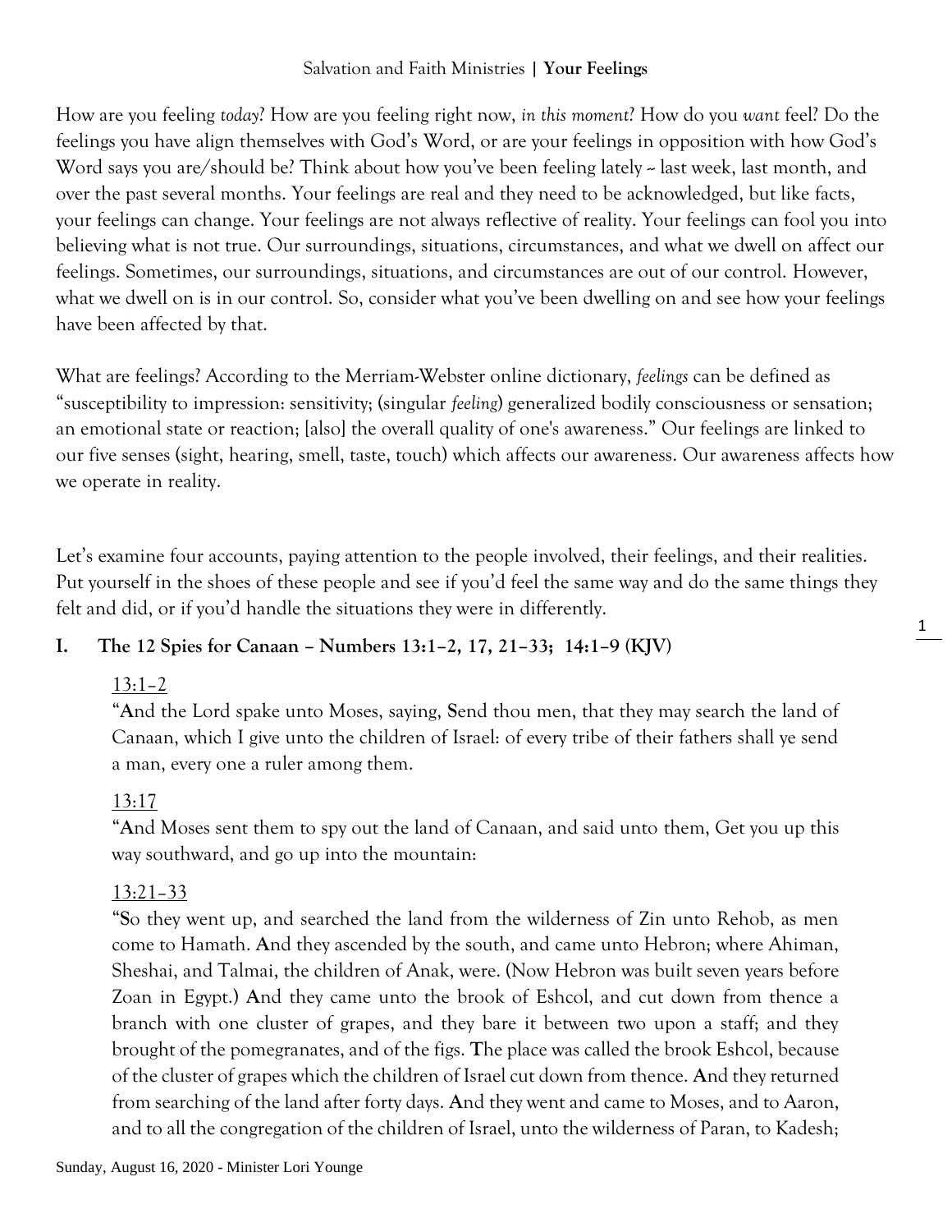How are you feeling *today*? How are you feeling right now, *in this moment*? How do you *want* feel? Do the feelings you have align themselves with God's Word, or are your feelings in opposition with how God's Word says you are/should be? Think about how you've been feeling lately ~ last week, last month, and over the past several months. Your feelings are real and they need to be acknowledged, but like facts, your feelings can change. Your feelings are not always reflective of reality. Your feelings can fool you into believing what is not true. Our surroundings, situations, circumstances, and what we dwell on affect our feelings. Sometimes, our surroundings, situations, and circumstances are out of our control. However, what we dwell on is in our control. So, consider what you've been dwelling on and see how your feelings have been affected by that.

What are feelings? According to the Merriam-Webster online dictionary, *feelings* can be defined as "susceptibility to impression: sensitivity; (singular *feeling*) generalized bodily consciousness or sensation; an emotional state or reaction; [also] the overall quality of one's awareness." Our feelings are linked to our five senses (sight, hearing, smell, taste, touch) which affects our awareness. Our awareness affects how we operate in reality.

Let's examine four accounts, paying attention to the people involved, their feelings, and their realities. Put yourself in the shoes of these people and see if you'd feel the same way and do the same things they felt and did, or if you'd handle the situations they were in differently.

## I. The 12 Spies for Canaan – Numbers 13:1–2, 17, 21–33; 14:1–9 (KJV)

<u>13:1–2</u>

"**A**nd the Lord spake unto Moses, saying, **S**end thou men, that they may search the land of Canaan, which I give unto the children of Israel: of every tribe of their fathers shall ye send a man, every one a ruler among them.

<u>13:17</u>

"**A**nd Moses sent them to spy out the land of Canaan, and said unto them, Get you up this way southward, and go up into the mountain:

<u>13:21–33</u>

"**S**o they went up, and searched the land from the wilderness of Zin unto Rehob, as men come to Hamath. **A**nd they ascended by the south, and came unto Hebron; where Ahiman, Sheshai, and Talmai, the children of Anak, were. (Now Hebron was built seven years before Zoan in Egypt.) **A**nd they came unto the brook of Eshcol, and cut down from thence a branch with one cluster of grapes, and they bare it between two upon a staff; and they brought of the pomegranates, and of the figs. **T**he place was called the brook Eshcol, because of the cluster of grapes which the children of Israel cut down from thence. **A**nd they returned from searching of the land after forty days. **A**nd they went and came to Moses, and to Aaron, and to all the congregation of the children of Israel, unto the wilderness of Paran, to Kadesh;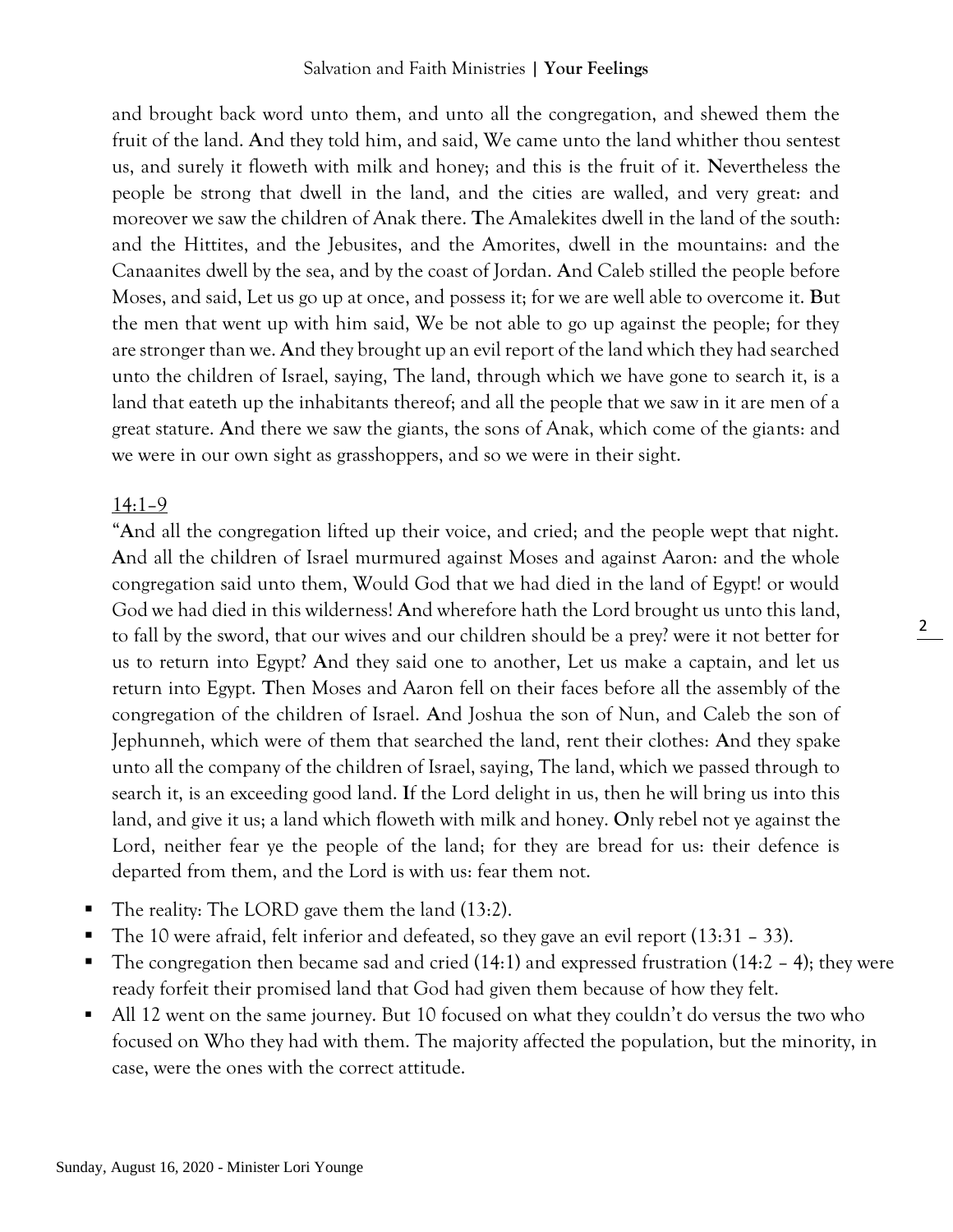and brought back word unto them, and unto all the congregation, and shewed them the fruit of the land. **A**nd they told him, and said, We came unto the land whither thou sentest us, and surely it floweth with milk and honey; and this is the fruit of it. **N**evertheless the people be strong that dwell in the land, and the cities are walled, and very great: and moreover we saw the children of Anak there. **T**he Amalekites dwell in the land of the south: and the Hittites, and the Jebusites, and the Amorites, dwell in the mountains: and the Canaanites dwell by the sea, and by the coast of Jordan. **A**nd Caleb stilled the people before Moses, and said, Let us go up at once, and possess it; for we are well able to overcome it. **B**ut the men that went up with him said, We be not able to go up against the people; for they are stronger than we. **A**nd they brought up an evil report of the land which they had searched unto the children of Israel, saying, The land, through which we have gone to search it, is a land that eateth up the inhabitants thereof; and all the people that we saw in it are men of a great stature. **A**nd there we saw the giants, the sons of Anak, which come of the giants: and we were in our own sight as grasshoppers, and so we were in their sight.

14:1–9

"**A**nd all the congregation lifted up their voice, and cried; and the people wept that night. **A**nd all the children of Israel murmured against Moses and against Aaron: and the whole congregation said unto them, Would God that we had died in the land of Egypt! or would God we had died in this wilderness! **A**nd wherefore hath the Lord brought us unto this land, to fall by the sword, that our wives and our children should be a prey? were it not better for us to return into Egypt? **A**nd they said one to another, Let us make a captain, and let us return into Egypt. **T**hen Moses and Aaron fell on their faces before all the assembly of the congregation of the children of Israel. **A**nd Joshua the son of Nun, and Caleb the son of Jephunneh, which were of them that searched the land, rent their clothes: **A**nd they spake unto all the company of the children of Israel, saying, The land, which we passed through to search it, is an exceeding good land. **I**f the Lord delight in us, then he will bring us into this land, and give it us; a land which floweth with milk and honey. **O**nly rebel not ye against the Lord, neither fear ye the people of the land; for they are bread for us: their defence is departed from them, and the Lord is with us: fear them not.

- The reality: The LORD gave them the land (13:2).
- The 10 were afraid, felt inferior and defeated, so they gave an evil report (13:31 – 33).
- The congregation then became sad and cried (14:1) and expressed frustration (14:2 – 4); they were ready forfeit their promised land that God had given them because of how they felt.
- All 12 went on the same journey. But 10 focused on what they couldn't do versus the two who focused on Who they had with them. The majority affected the population, but the minority, in case, were the ones with the correct attitude.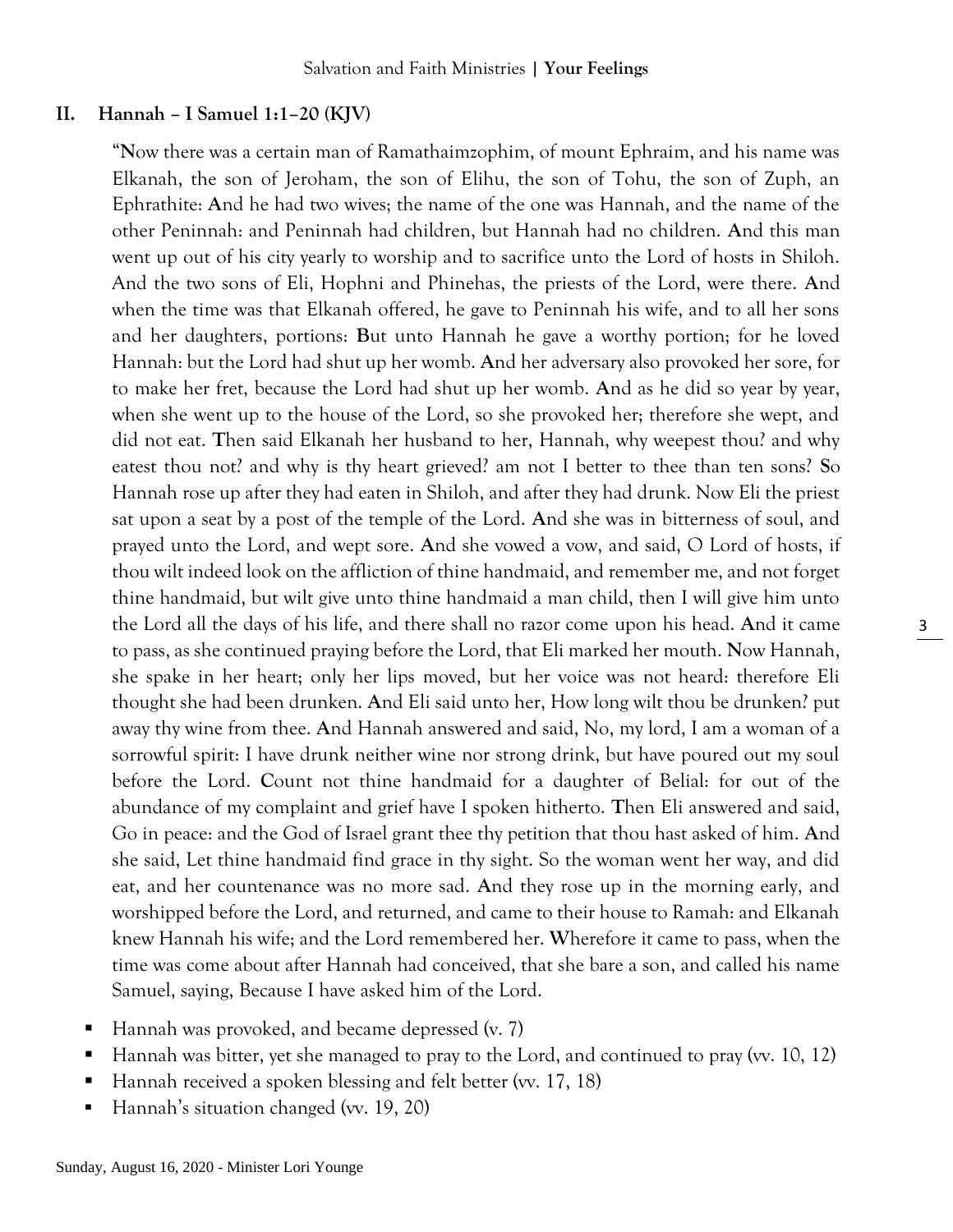## II. Hannah – I Samuel 1:1–20 (KJV)

"Now there was a certain man of Ramathaimzophim, of mount Ephraim, and his name was Elkanah, the son of Jeroham, the son of Elihu, the son of Tohu, the son of Zuph, an Ephrathite: And he had two wives; the name of the one was Hannah, and the name of the other Peninnah: and Peninnah had children, but Hannah had no children. And this man went up out of his city yearly to worship and to sacrifice unto the Lord of hosts in Shiloh. And the two sons of Eli, Hophni and Phinehas, the priests of the Lord, were there. And when the time was that Elkanah offered, he gave to Peninnah his wife, and to all her sons and her daughters, portions: But unto Hannah he gave a worthy portion; for he loved Hannah: but the Lord had shut up her womb. And her adversary also provoked her sore, for to make her fret, because the Lord had shut up her womb. And as he did so year by year, when she went up to the house of the Lord, so she provoked her; therefore she wept, and did not eat. Then said Elkanah her husband to her, Hannah, why weepest thou? and why eatest thou not? and why is thy heart grieved? am not I better to thee than ten sons? So Hannah rose up after they had eaten in Shiloh, and after they had drunk. Now Eli the priest sat upon a seat by a post of the temple of the Lord. And she was in bitterness of soul, and prayed unto the Lord, and wept sore. And she vowed a vow, and said, O Lord of hosts, if thou wilt indeed look on the affliction of thine handmaid, and remember me, and not forget thine handmaid, but wilt give unto thine handmaid a man child, then I will give him unto the Lord all the days of his life, and there shall no razor come upon his head. And it came to pass, as she continued praying before the Lord, that Eli marked her mouth. Now Hannah, she spake in her heart; only her lips moved, but her voice was not heard: therefore Eli thought she had been drunken. And Eli said unto her, How long wilt thou be drunken? put away thy wine from thee. And Hannah answered and said, No, my lord, I am a woman of a sorrowful spirit: I have drunk neither wine nor strong drink, but have poured out my soul before the Lord. Count not thine handmaid for a daughter of Belial: for out of the abundance of my complaint and grief have I spoken hitherto. Then Eli answered and said, Go in peace: and the God of Israel grant thee thy petition that thou hast asked of him. And she said, Let thine handmaid find grace in thy sight. So the woman went her way, and did eat, and her countenance was no more sad. And they rose up in the morning early, and worshipped before the Lord, and returned, and came to their house to Ramah: and Elkanah knew Hannah his wife; and the Lord remembered her. Wherefore it came to pass, when the time was come about after Hannah had conceived, that she bare a son, and called his name Samuel, saying, Because I have asked him of the Lord.

- Hannah was provoked, and became depressed (v. 7)
- Hannah was bitter, yet she managed to pray to the Lord, and continued to pray (vv. 10, 12)
- Hannah received a spoken blessing and felt better (vv. 17, 18)
- Hannah's situation changed (vv. 19, 20)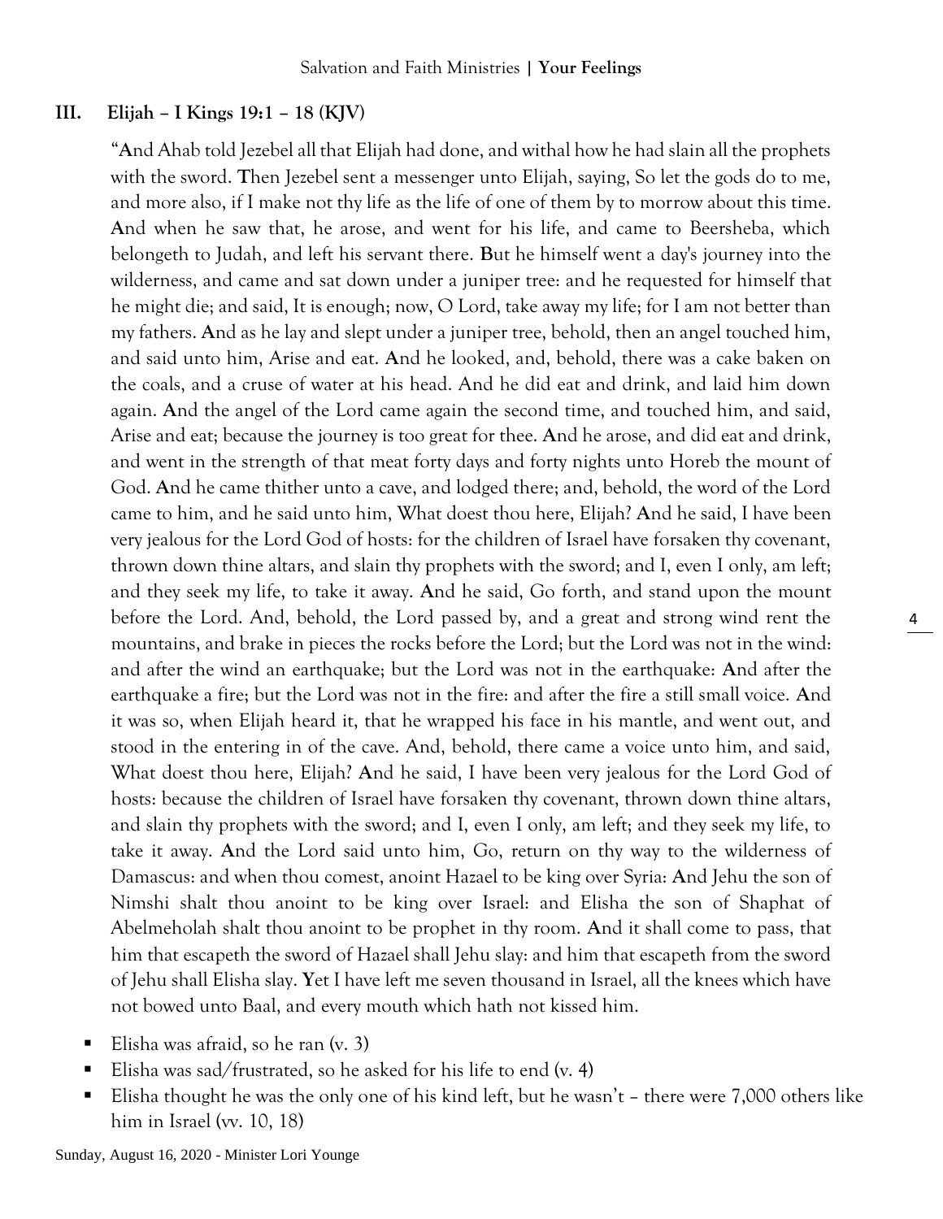### III. Elijah – I Kings 19:1 – 18 (KJV)

"**A**nd Ahab told Jezebel all that Elijah had done, and withal how he had slain all the prophets with the sword. **T**hen Jezebel sent a messenger unto Elijah, saying, So let the gods do to me, and more also, if I make not thy life as the life of one of them by to morrow about this time. **A**nd when he saw that, he arose, and went for his life, and came to Beersheba, which belongeth to Judah, and left his servant there. **B**ut he himself went a day's journey into the wilderness, and came and sat down under a juniper tree: and he requested for himself that he might die; and said, It is enough; now, O Lord, take away my life; for I am not better than my fathers. **A**nd as he lay and slept under a juniper tree, behold, then an angel touched him, and said unto him, Arise and eat. **A**nd he looked, and, behold, there was a cake baken on the coals, and a cruse of water at his head. And he did eat and drink, and laid him down again. **A**nd the angel of the Lord came again the second time, and touched him, and said, Arise and eat; because the journey is too great for thee. **A**nd he arose, and did eat and drink, and went in the strength of that meat forty days and forty nights unto Horeb the mount of God. **A**nd he came thither unto a cave, and lodged there; and, behold, the word of the Lord came to him, and he said unto him, What doest thou here, Elijah? **A**nd he said, I have been very jealous for the Lord God of hosts: for the children of Israel have forsaken thy covenant, thrown down thine altars, and slain thy prophets with the sword; and I, even I only, am left; and they seek my life, to take it away. **A**nd he said, Go forth, and stand upon the mount before the Lord. And, behold, the Lord passed by, and a great and strong wind rent the mountains, and brake in pieces the rocks before the Lord; but the Lord was not in the wind: and after the wind an earthquake; but the Lord was not in the earthquake: **A**nd after the earthquake a fire; but the Lord was not in the fire: and after the fire a still small voice. **A**nd it was so, when Elijah heard it, that he wrapped his face in his mantle, and went out, and stood in the entering in of the cave. And, behold, there came a voice unto him, and said, What doest thou here, Elijah? **A**nd he said, I have been very jealous for the Lord God of hosts: because the children of Israel have forsaken thy covenant, thrown down thine altars, and slain thy prophets with the sword; and I, even I only, am left; and they seek my life, to take it away. **A**nd the Lord said unto him, Go, return on thy way to the wilderness of Damascus: and when thou comest, anoint Hazael to be king over Syria: **A**nd Jehu the son of Nimshi shalt thou anoint to be king over Israel: and Elisha the son of Shaphat of Abelmeholah shalt thou anoint to be prophet in thy room. **A**nd it shall come to pass, that him that escapeth the sword of Hazael shall Jehu slay: and him that escapeth from the sword of Jehu shall Elisha slay. **Y**et I have left me seven thousand in Israel, all the knees which have not bowed unto Baal, and every mouth which hath not kissed him.

- Elisha was afraid, so he ran (v. 3)
- Elisha was sad/frustrated, so he asked for his life to end (v. 4)
- Elisha thought he was the only one of his kind left, but he wasn't – there were 7,000 others like him in Israel (vv. 10, 18)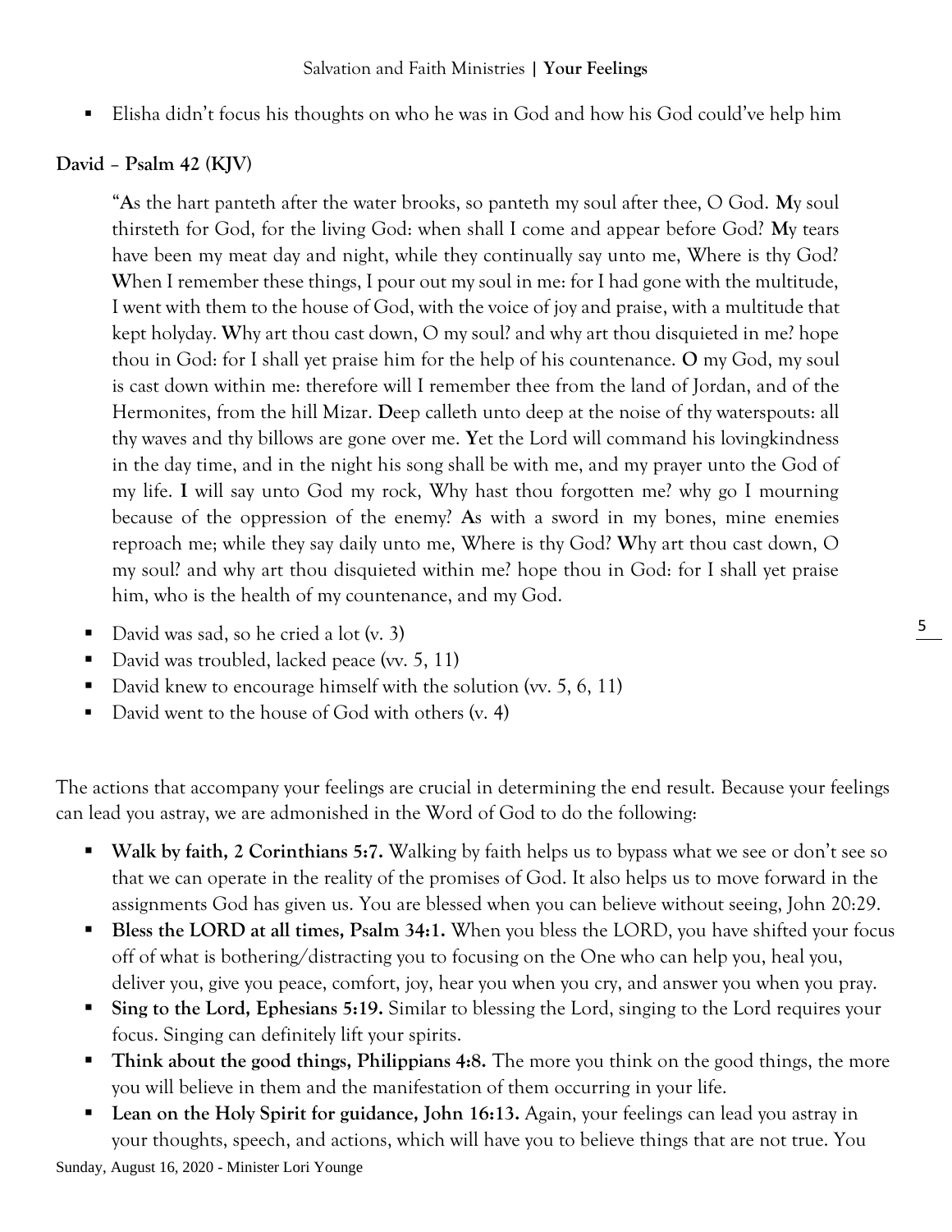- Elisha didn't focus his thoughts on who he was in God and how his God could've help him

**David – Psalm 42 (KJV)**

> "**A**s the hart panteth after the water brooks, so panteth my soul after thee, O God. **M**y soul thirsteth for God, for the living God: when shall I come and appear before God? **M**y tears have been my meat day and night, while they continually say unto me, Where is thy God? **W**hen I remember these things, I pour out my soul in me: for I had gone with the multitude, I went with them to the house of God, with the voice of joy and praise, with a multitude that kept holyday. **W**hy art thou cast down, O my soul? and why art thou disquieted in me? hope thou in God: for I shall yet praise him for the help of his countenance. **O** my God, my soul is cast down within me: therefore will I remember thee from the land of Jordan, and of the Hermonites, from the hill Mizar. **D**eep calleth unto deep at the noise of thy waterspouts: all thy waves and thy billows are gone over me. **Y**et the Lord will command his lovingkindness in the day time, and in the night his song shall be with me, and my prayer unto the God of my life. **I** will say unto God my rock, Why hast thou forgotten me? why go I mourning because of the oppression of the enemy? **A**s with a sword in my bones, mine enemies reproach me; while they say daily unto me, Where is thy God? **W**hy art thou cast down, O my soul? and why art thou disquieted within me? hope thou in God: for I shall yet praise him, who is the health of my countenance, and my God.

- David was sad, so he cried a lot (v. 3)
- David was troubled, lacked peace (vv. 5, 11)
- David knew to encourage himself with the solution (vv. 5, 6, 11)
- David went to the house of God with others (v. 4)

The actions that accompany your feelings are crucial in determining the end result. Because your feelings can lead you astray, we are admonished in the Word of God to do the following:

- **Walk by faith, 2 Corinthians 5:7.** Walking by faith helps us to bypass what we see or don't see so that we can operate in the reality of the promises of God. It also helps us to move forward in the assignments God has given us. You are blessed when you can believe without seeing, John 20:29.
- **Bless the LORD at all times, Psalm 34:1.** When you bless the LORD, you have shifted your focus off of what is bothering/distracting you to focusing on the One who can help you, heal you, deliver you, give you peace, comfort, joy, hear you when you cry, and answer you when you pray.
- **Sing to the Lord, Ephesians 5:19.** Similar to blessing the Lord, singing to the Lord requires your focus. Singing can definitely lift your spirits.
- **Think about the good things, Philippians 4:8.** The more you think on the good things, the more you will believe in them and the manifestation of them occurring in your life.
- **Lean on the Holy Spirit for guidance, John 16:13.** Again, your feelings can lead you astray in your thoughts, speech, and actions, which will have you to believe things that are not true. You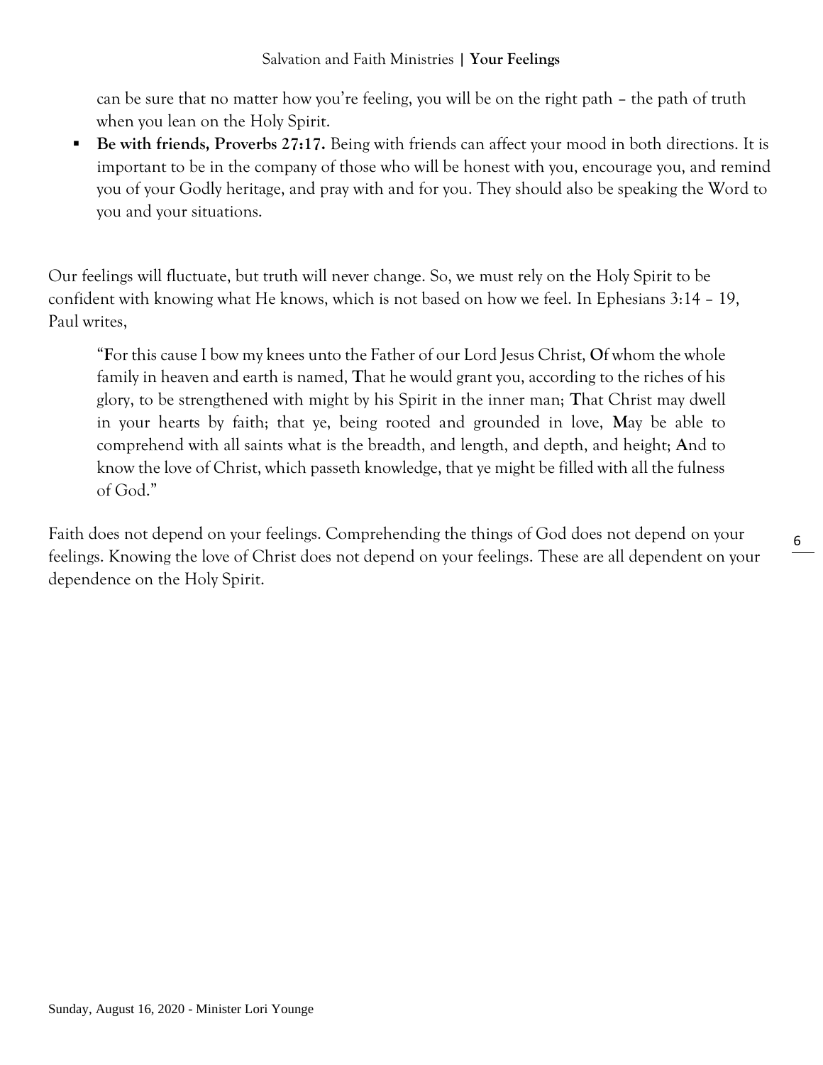can be sure that no matter how you're feeling, you will be on the right path – the path of truth when you lean on the Holy Spirit.

- **Be with friends, Proverbs 27:17.** Being with friends can affect your mood in both directions. It is important to be in the company of those who will be honest with you, encourage you, and remind you of your Godly heritage, and pray with and for you. They should also be speaking the Word to you and your situations.

Our feelings will fluctuate, but truth will never change. So, we must rely on the Holy Spirit to be confident with knowing what He knows, which is not based on how we feel. In Ephesians 3:14 – 19, Paul writes,

> "**F**or this cause I bow my knees unto the Father of our Lord Jesus Christ, **O**f whom the whole family in heaven and earth is named, **T**hat he would grant you, according to the riches of his glory, to be strengthened with might by his Spirit in the inner man; **T**hat Christ may dwell in your hearts by faith; that ye, being rooted and grounded in love, **M**ay be able to comprehend with all saints what is the breadth, and length, and depth, and height; **A**nd to know the love of Christ, which passeth knowledge, that ye might be filled with all the fulness of God."

Faith does not depend on your feelings. Comprehending the things of God does not depend on your feelings. Knowing the love of Christ does not depend on your feelings. These are all dependent on your dependence on the Holy Spirit.